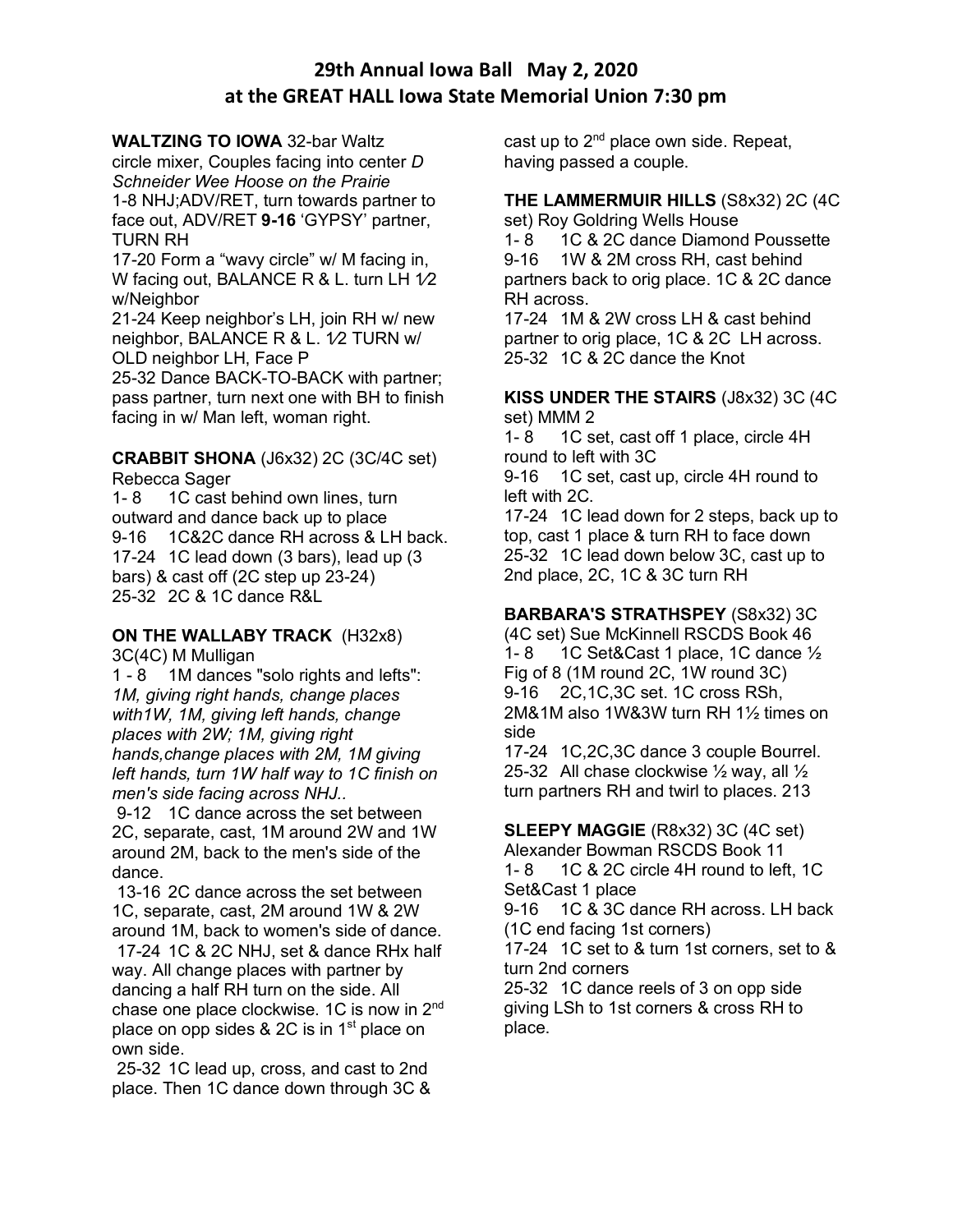# 29th Annual Iowa Ball May 2, 2020
## at the GREAT HALL Iowa State Memorial Union 7:30 pm

**WALTZING TO IOWA** 32-bar Waltz circle mixer, Couples facing into center *D Schneider Wee Hoose on the Prairie*
1-8 NHJ;ADV/RET, turn towards partner to face out, ADV/RET **9-16** 'GYPSY' partner, TURN RH
17-20 Form a "wavy circle" w/ M facing in, W facing out, BALANCE R & L. turn LH 1⁄2 w/Neighbor
21-24 Keep neighbor's LH, join RH w/ new neighbor, BALANCE R & L. 1⁄2 TURN w/ OLD neighbor LH, Face P
25-32 Dance BACK-TO-BACK with partner; pass partner, turn next one with BH to finish facing in w/ Man left, woman right.

**CRABBIT SHONA** (J6x32) 2C (3C/4C set) Rebecca Sager
1- 8 1C cast behind own lines, turn outward and dance back up to place
9-16 1C&2C dance RH across & LH back.
17-24 1C lead down (3 bars), lead up (3 bars) & cast off (2C step up 23-24)
25-32 2C & 1C dance R&L

**ON THE WALLABY TRACK** (H32x8) 3C(4C) M Mulligan
1 - 8 1M dances "solo rights and lefts": *1M, giving right hands, change places with1W, 1M, giving left hands, change places with 2W; 1M, giving right hands,change places with 2M, 1M giving left hands, turn 1W half way to 1C finish on men's side facing across NHJ..*
9-12 1C dance across the set between 2C, separate, cast, 1M around 2W and 1W around 2M, back to the men's side of the dance.
13-16 2C dance across the set between 1C, separate, cast, 2M around 1W & 2W around 1M, back to women's side of dance.
17-24 1C & 2C NHJ, set & dance RHx half way. All change places with partner by dancing a half RH turn on the side. All chase one place clockwise. 1C is now in 2nd place on opp sides & 2C is in 1st place on own side.
25-32 1C lead up, cross, and cast to 2nd place. Then 1C dance down through 3C & cast up to 2nd place own side. Repeat, having passed a couple.

**THE LAMMERMUIR HILLS** (S8x32) 2C (4C set) Roy Goldring Wells House
1- 8 1C & 2C dance Diamond Poussette
9-16 1W & 2M cross RH, cast behind partners back to orig place. 1C & 2C dance RH across.
17-24 1M & 2W cross LH & cast behind partner to orig place, 1C & 2C LH across.
25-32 1C & 2C dance the Knot

**KISS UNDER THE STAIRS** (J8x32) 3C (4C set) MMM 2
1- 8 1C set, cast off 1 place, circle 4H round to left with 3C
9-16 1C set, cast up, circle 4H round to left with 2C.
17-24 1C lead down for 2 steps, back up to top, cast 1 place & turn RH to face down
25-32 1C lead down below 3C, cast up to 2nd place, 2C, 1C & 3C turn RH

**BARBARA'S STRATHSPEY** (S8x32) 3C (4C set) Sue McKinnell RSCDS Book 46
1- 8 1C Set&Cast 1 place, 1C dance ½ Fig of 8 (1M round 2C, 1W round 3C)
9-16 2C,1C,3C set. 1C cross RSh, 2M&1M also 1W&3W turn RH 1½ times on side
17-24 1C,2C,3C dance 3 couple Bourrel.
25-32 All chase clockwise ½ way, all ½ turn partners RH and twirl to places. 213

**SLEEPY MAGGIE** (R8x32) 3C (4C set) Alexander Bowman RSCDS Book 11
1- 8 1C & 2C circle 4H round to left, 1C Set&Cast 1 place
9-16 1C & 3C dance RH across. LH back (1C end facing 1st corners)
17-24 1C set to & turn 1st corners, set to & turn 2nd corners
25-32 1C dance reels of 3 on opp side giving LSh to 1st corners & cross RH to place.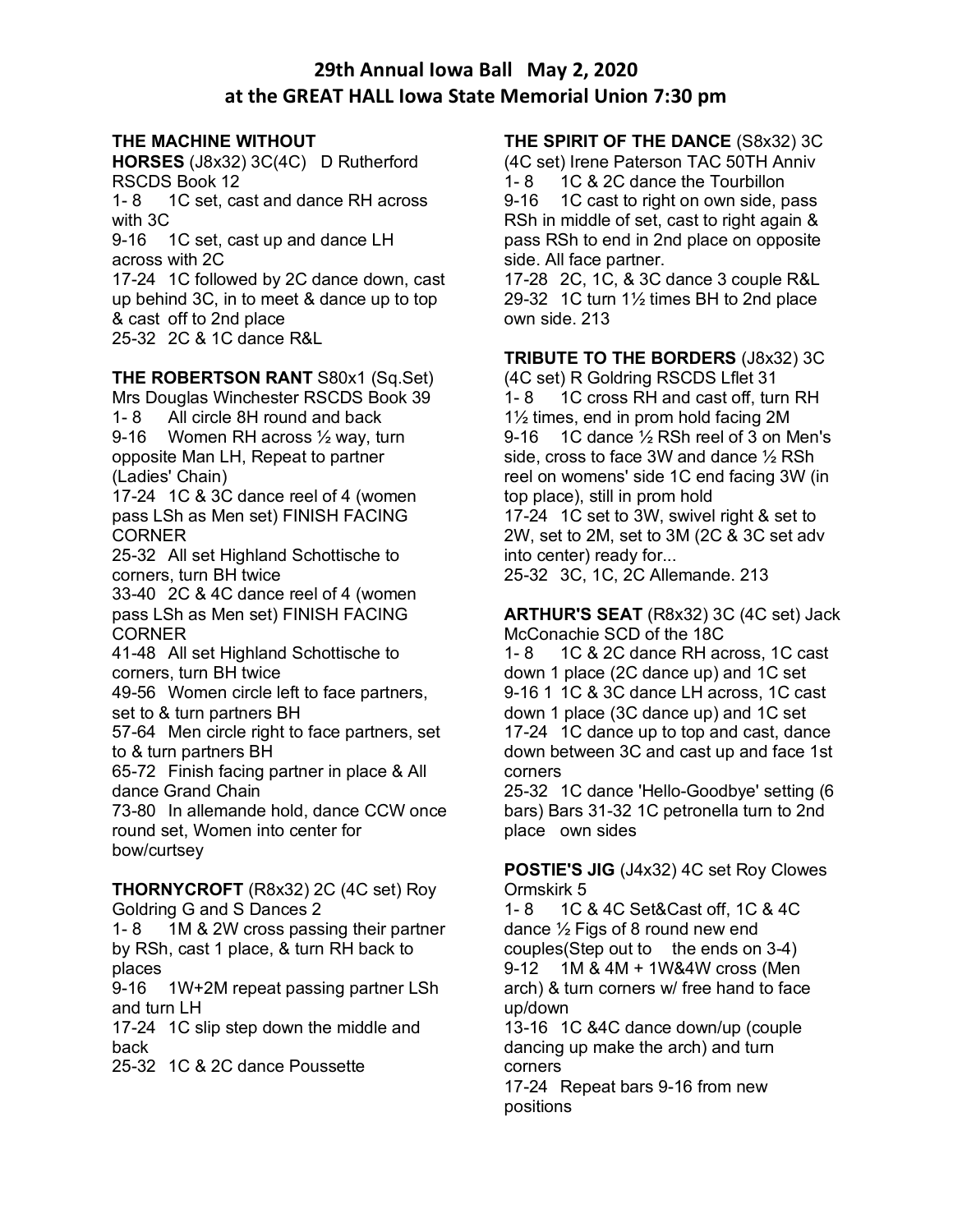# 29th Annual Iowa Ball May 2, 2020
## at the GREAT HALL Iowa State Memorial Union 7:30 pm

**THE MACHINE WITHOUT HORSES** (J8x32) 3C(4C) D Rutherford RSCDS Book 12

1- 8 1C set, cast and dance RH across with 3C
9-16 1C set, cast up and dance LH across with 2C
17-24 1C followed by 2C dance down, cast up behind 3C, in to meet & dance up to top & cast off to 2nd place
25-32 2C & 1C dance R&L

**THE ROBERTSON RANT** S80x1 (Sq.Set) Mrs Douglas Winchester RSCDS Book 39

1- 8 All circle 8H round and back
9-16 Women RH across ½ way, turn opposite Man LH, Repeat to partner (Ladies' Chain)
17-24 1C & 3C dance reel of 4 (women pass LSh as Men set) FINISH FACING CORNER
25-32 All set Highland Schottische to corners, turn BH twice
33-40 2C & 4C dance reel of 4 (women pass LSh as Men set) FINISH FACING CORNER
41-48 All set Highland Schottische to corners, turn BH twice
49-56 Women circle left to face partners, set to & turn partners BH
57-64 Men circle right to face partners, set to & turn partners BH
65-72 Finish facing partner in place & All dance Grand Chain
73-80 In allemande hold, dance CCW once round set, Women into center for bow/curtsey

**THORNYCROFT** (R8x32) 2C (4C set) Roy Goldring G and S Dances 2

1- 8 1M & 2W cross passing their partner by RSh, cast 1 place, & turn RH back to places
9-16 1W+2M repeat passing partner LSh and turn LH
17-24 1C slip step down the middle and back
25-32 1C & 2C dance Poussette

**THE SPIRIT OF THE DANCE** (S8x32) 3C (4C set) Irene Paterson TAC 50TH Anniv

1- 8 1C & 2C dance the Tourbillon
9-16 1C cast to right on own side, pass RSh in middle of set, cast to right again & pass RSh to end in 2nd place on opposite side. All face partner.
17-28 2C, 1C, & 3C dance 3 couple R&L
29-32 1C turn 1½ times BH to 2nd place own side. 213

**TRIBUTE TO THE BORDERS** (J8x32) 3C (4C set) R Goldring RSCDS Lflet 31

1- 8 1C cross RH and cast off, turn RH 1½ times, end in prom hold facing 2M
9-16 1C dance ½ RSh reel of 3 on Men's side, cross to face 3W and dance ½ RSh reel on womens' side 1C end facing 3W (in top place), still in prom hold
17-24 1C set to 3W, swivel right & set to 2W, set to 2M, set to 3M (2C & 3C set adv into center) ready for...
25-32 3C, 1C, 2C Allemande. 213

**ARTHUR'S SEAT** (R8x32) 3C (4C set) Jack McConachie SCD of the 18C

1- 8 1C & 2C dance RH across, 1C cast down 1 place (2C dance up) and 1C set
9-16 1 1C & 3C dance LH across, 1C cast down 1 place (3C dance up) and 1C set
17-24 1C dance up to top and cast, dance down between 3C and cast up and face 1st corners
25-32 1C dance 'Hello-Goodbye' setting (6 bars) Bars 31-32 1C petronella turn to 2nd place own sides

**POSTIE'S JIG** (J4x32) 4C set Roy Clowes Ormskirk 5

1- 8 1C & 4C Set&Cast off, 1C & 4C dance ½ Figs of 8 round new end couples(Step out to the ends on 3-4)
9-12 1M & 4M + 1W&4W cross (Men arch) & turn corners w/ free hand to face up/down
13-16 1C &4C dance down/up (couple dancing up make the arch) and turn corners
17-24 Repeat bars 9-16 from new positions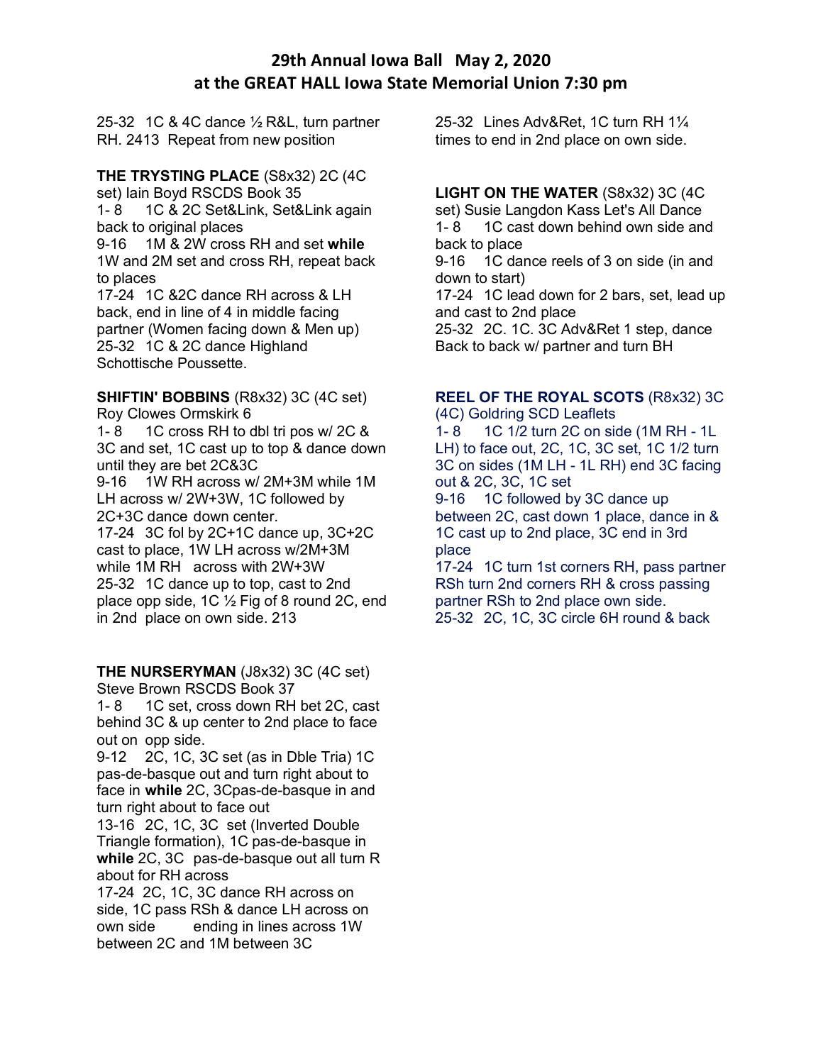# 29th Annual Iowa Ball May 2, 2020
## at the GREAT HALL Iowa State Memorial Union 7:30 pm

25-32 1C & 4C dance ½ R&L, turn partner RH. 2413 Repeat from new position

**THE TRYSTING PLACE** (S8x32) 2C (4C set) Iain Boyd RSCDS Book 35
1- 8 1C & 2C Set&Link, Set&Link again back to original places
9-16 1M & 2W cross RH and set **while** 1W and 2M set and cross RH, repeat back to places
17-24 1C &2C dance RH across & LH back, end in line of 4 in middle facing partner (Women facing down & Men up)
25-32 1C & 2C dance Highland Schottische Poussette.

**SHIFTIN' BOBBINS** (R8x32) 3C (4C set) Roy Clowes Ormskirk 6
1- 8 1C cross RH to dbl tri pos w/ 2C & 3C and set, 1C cast up to top & dance down until they are bet 2C&3C
9-16 1W RH across w/ 2M+3M while 1M LH across w/ 2W+3W, 1C followed by 2C+3C dance down center.
17-24 3C fol by 2C+1C dance up, 3C+2C cast to place, 1W LH across w/2M+3M while 1M RH across with 2W+3W
25-32 1C dance up to top, cast to 2nd place opp side, 1C ½ Fig of 8 round 2C, end in 2nd place on own side. 213

**THE NURSERYMAN** (J8x32) 3C (4C set) Steve Brown RSCDS Book 37
1- 8 1C set, cross down RH bet 2C, cast behind 3C & up center to 2nd place to face out on opp side.
9-12 2C, 1C, 3C set (as in Dble Tria) 1C pas-de-basque out and turn right about to face in **while** 2C, 3Cpas-de-basque in and turn right about to face out
13-16 2C, 1C, 3C set (Inverted Double Triangle formation), 1C pas-de-basque in **while** 2C, 3C pas-de-basque out all turn R about for RH across
17-24 2C, 1C, 3C dance RH across on side, 1C pass RSh & dance LH across on own side ending in lines across 1W between 2C and 1M between 3C
25-32 Lines Adv&Ret, 1C turn RH 1¼ times to end in 2nd place on own side.

**LIGHT ON THE WATER** (S8x32) 3C (4C set) Susie Langdon Kass Let's All Dance
1- 8 1C cast down behind own side and back to place
9-16 1C dance reels of 3 on side (in and down to start)
17-24 1C lead down for 2 bars, set, lead up and cast to 2nd place
25-32 2C. 1C. 3C Adv&Ret 1 step, dance Back to back w/ partner and turn BH

**REEL OF THE ROYAL SCOTS** (R8x32) 3C (4C) Goldring SCD Leaflets
1- 8 1C 1/2 turn 2C on side (1M RH - 1L LH) to face out, 2C, 1C, 3C set, 1C 1/2 turn 3C on sides (1M LH - 1L RH) end 3C facing out & 2C, 3C, 1C set
9-16 1C followed by 3C dance up between 2C, cast down 1 place, dance in & 1C cast up to 2nd place, 3C end in 3rd place
17-24 1C turn 1st corners RH, pass partner RSh turn 2nd corners RH & cross passing partner RSh to 2nd place own side.
25-32 2C, 1C, 3C circle 6H round & back